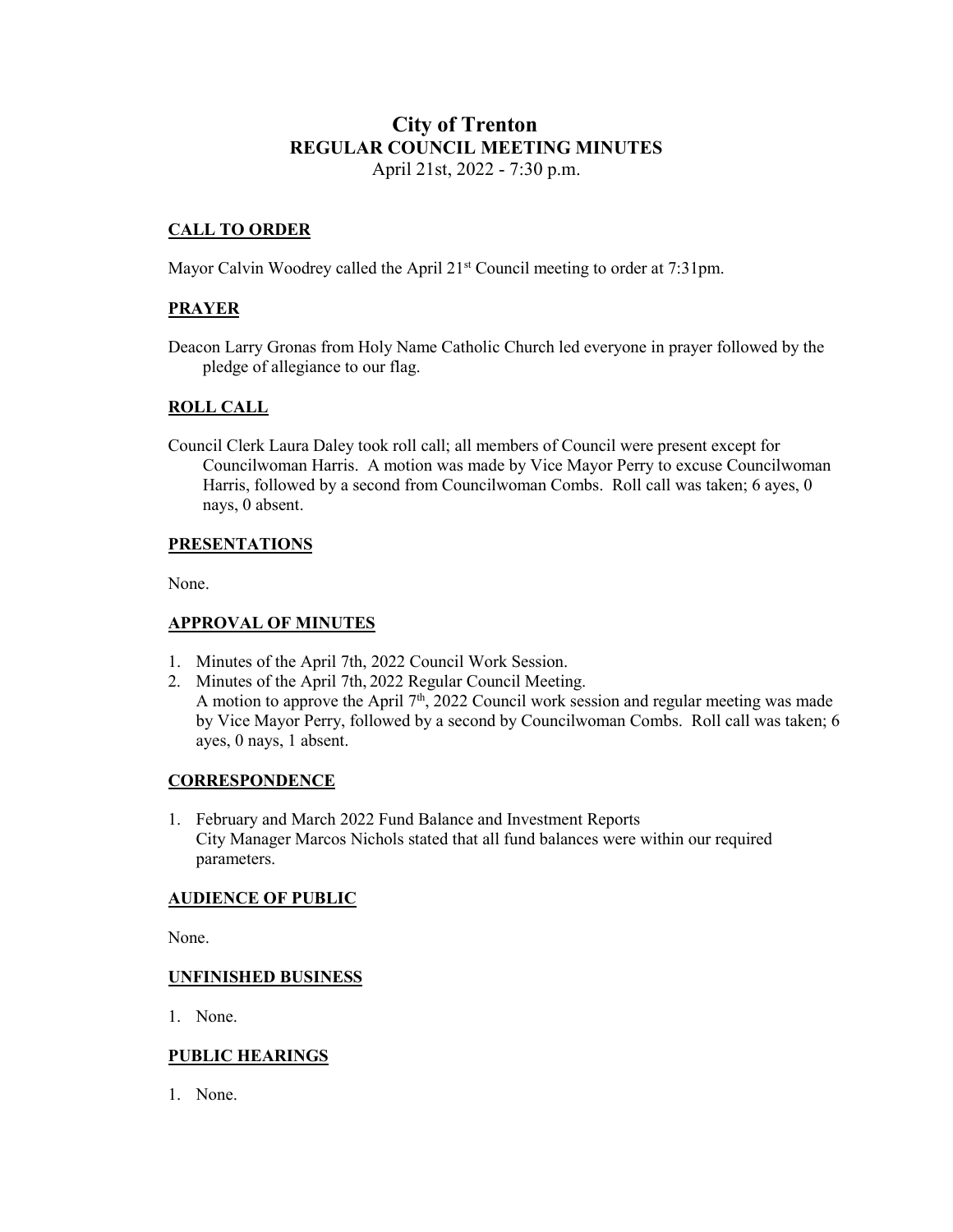# City of Trenton

## REGULAR COUNCIL MEETING MINUTES

April 21st, 2022 - 7:30 p.m.

### CALL TO ORDER

Mayor Calvin Woodrey called the April 21st Council meeting to order at 7:31pm.

### PRAYER

Deacon Larry Gronas from Holy Name Catholic Church led everyone in prayer followed by the pledge of allegiance to our flag.

### ROLL CALL

Council Clerk Laura Daley took roll call; all members of Council were present except for Councilwoman Harris. A motion was made by Vice Mayor Perry to excuse Councilwoman Harris, followed by a second from Councilwoman Combs. Roll call was taken; 6 ayes, 0 nays, 0 absent.

### PRESENTATIONS

None.

### APPROVAL OF MINUTES

1. Minutes of the April 7th, 2022 Council Work Session.
2. Minutes of the April 7th, 2022 Regular Council Meeting.
   A motion to approve the April 7th, 2022 Council work session and regular meeting was made by Vice Mayor Perry, followed by a second by Councilwoman Combs. Roll call was taken; 6 ayes, 0 nays, 1 absent.

### CORRESPONDENCE

1. February and March 2022 Fund Balance and Investment Reports
   City Manager Marcos Nichols stated that all fund balances were within our required parameters.

### AUDIENCE OF PUBLIC

None.

### UNFINISHED BUSINESS

1. None.

### PUBLIC HEARINGS

1. None.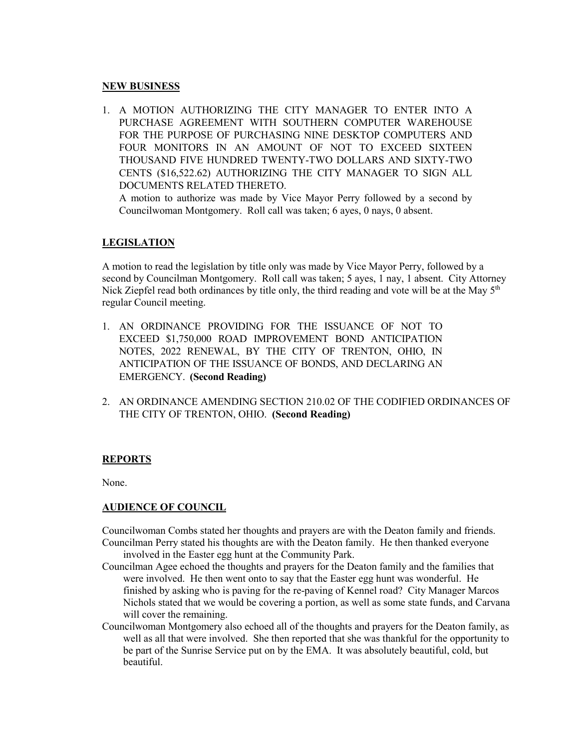## NEW BUSINESS

1. A MOTION AUTHORIZING THE CITY MANAGER TO ENTER INTO A PURCHASE AGREEMENT WITH SOUTHERN COMPUTER WAREHOUSE FOR THE PURPOSE OF PURCHASING NINE DESKTOP COMPUTERS AND FOUR MONITORS IN AN AMOUNT OF NOT TO EXCEED SIXTEEN THOUSAND FIVE HUNDRED TWENTY-TWO DOLLARS AND SIXTY-TWO CENTS ($16,522.62) AUTHORIZING THE CITY MANAGER TO SIGN ALL DOCUMENTS RELATED THERETO.
   A motion to authorize was made by Vice Mayor Perry followed by a second by Councilwoman Montgomery. Roll call was taken; 6 ayes, 0 nays, 0 absent.

## LEGISLATION

A motion to read the legislation by title only was made by Vice Mayor Perry, followed by a second by Councilman Montgomery. Roll call was taken; 5 ayes, 1 nay, 1 absent. City Attorney Nick Ziepfel read both ordinances by title only, the third reading and vote will be at the May 5th regular Council meeting.

1. AN ORDINANCE PROVIDING FOR THE ISSUANCE OF NOT TO EXCEED $1,750,000 ROAD IMPROVEMENT BOND ANTICIPATION NOTES, 2022 RENEWAL, BY THE CITY OF TRENTON, OHIO, IN ANTICIPATION OF THE ISSUANCE OF BONDS, AND DECLARING AN EMERGENCY. **(Second Reading)**

2. AN ORDINANCE AMENDING SECTION 210.02 OF THE CODIFIED ORDINANCES OF THE CITY OF TRENTON, OHIO. **(Second Reading)**

## REPORTS

None.

## AUDIENCE OF COUNCIL

Councilwoman Combs stated her thoughts and prayers are with the Deaton family and friends.

Councilman Perry stated his thoughts are with the Deaton family. He then thanked everyone involved in the Easter egg hunt at the Community Park.

Councilman Agee echoed the thoughts and prayers for the Deaton family and the families that were involved. He then went onto to say that the Easter egg hunt was wonderful. He finished by asking who is paving for the re-paving of Kennel road? City Manager Marcos Nichols stated that we would be covering a portion, as well as some state funds, and Carvana will cover the remaining.

Councilwoman Montgomery also echoed all of the thoughts and prayers for the Deaton family, as well as all that were involved. She then reported that she was thankful for the opportunity to be part of the Sunrise Service put on by the EMA. It was absolutely beautiful, cold, but beautiful.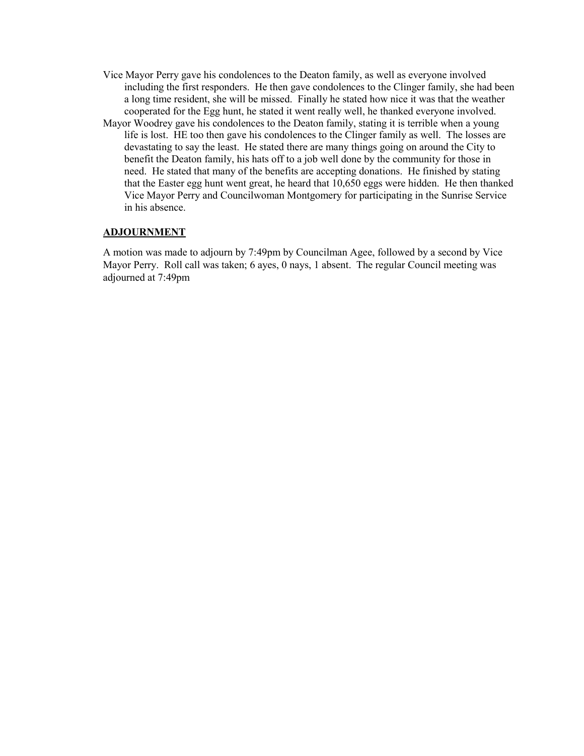Vice Mayor Perry gave his condolences to the Deaton family, as well as everyone involved including the first responders. He then gave condolences to the Clinger family, she had been a long time resident, she will be missed. Finally he stated how nice it was that the weather cooperated for the Egg hunt, he stated it went really well, he thanked everyone involved.

Mayor Woodrey gave his condolences to the Deaton family, stating it is terrible when a young life is lost. HE too then gave his condolences to the Clinger family as well. The losses are devastating to say the least. He stated there are many things going on around the City to benefit the Deaton family, his hats off to a job well done by the community for those in need. He stated that many of the benefits are accepting donations. He finished by stating that the Easter egg hunt went great, he heard that 10,650 eggs were hidden. He then thanked Vice Mayor Perry and Councilwoman Montgomery for participating in the Sunrise Service in his absence.

**ADJOURNMENT**

A motion was made to adjourn by 7:49pm by Councilman Agee, followed by a second by Vice Mayor Perry. Roll call was taken; 6 ayes, 0 nays, 1 absent. The regular Council meeting was adjourned at 7:49pm